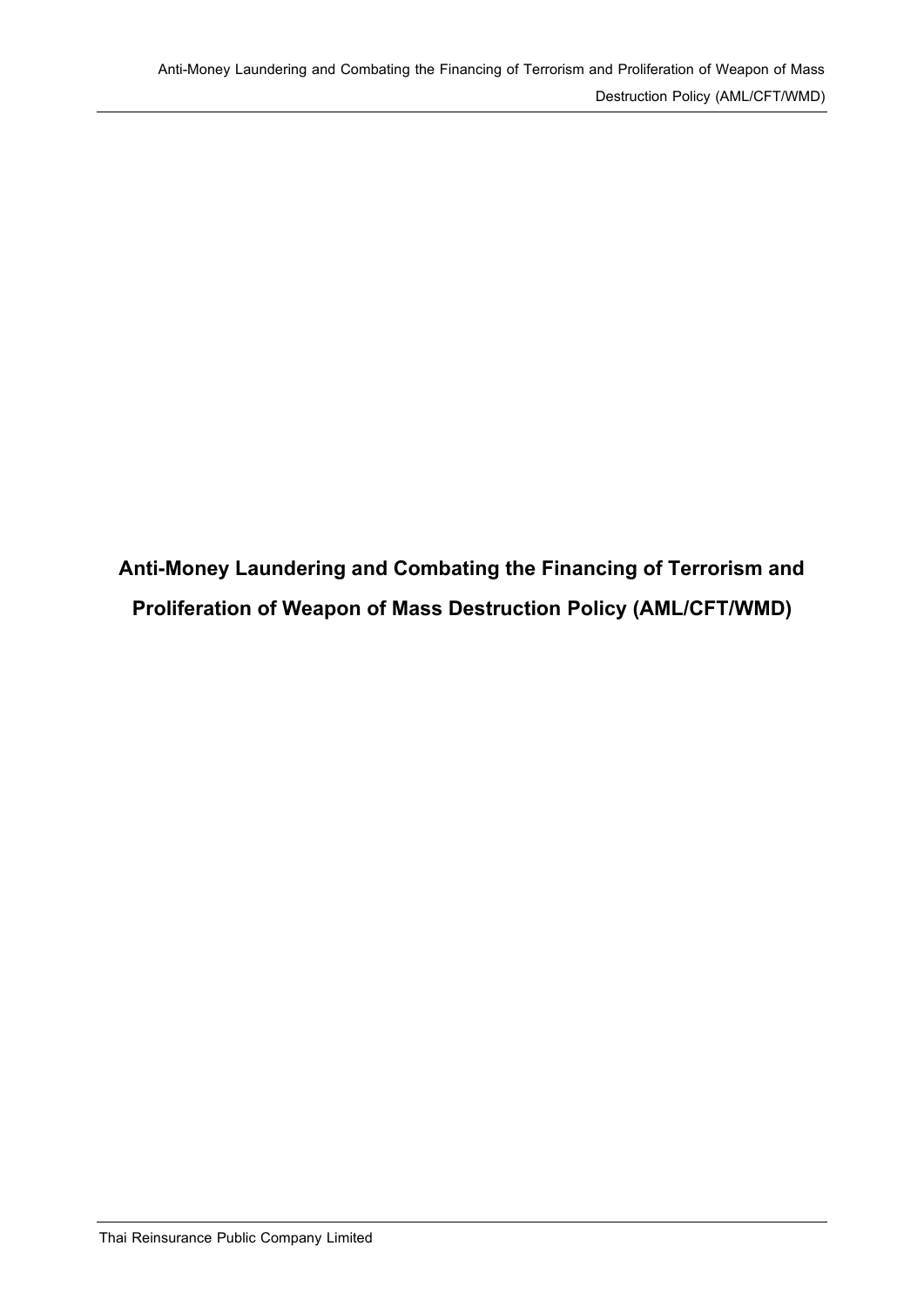# Anti-Money Laundering and Combating the Financing of Terrorism and Proliferation of Weapon of Mass Destruction Policy (AML/CFT/WMD)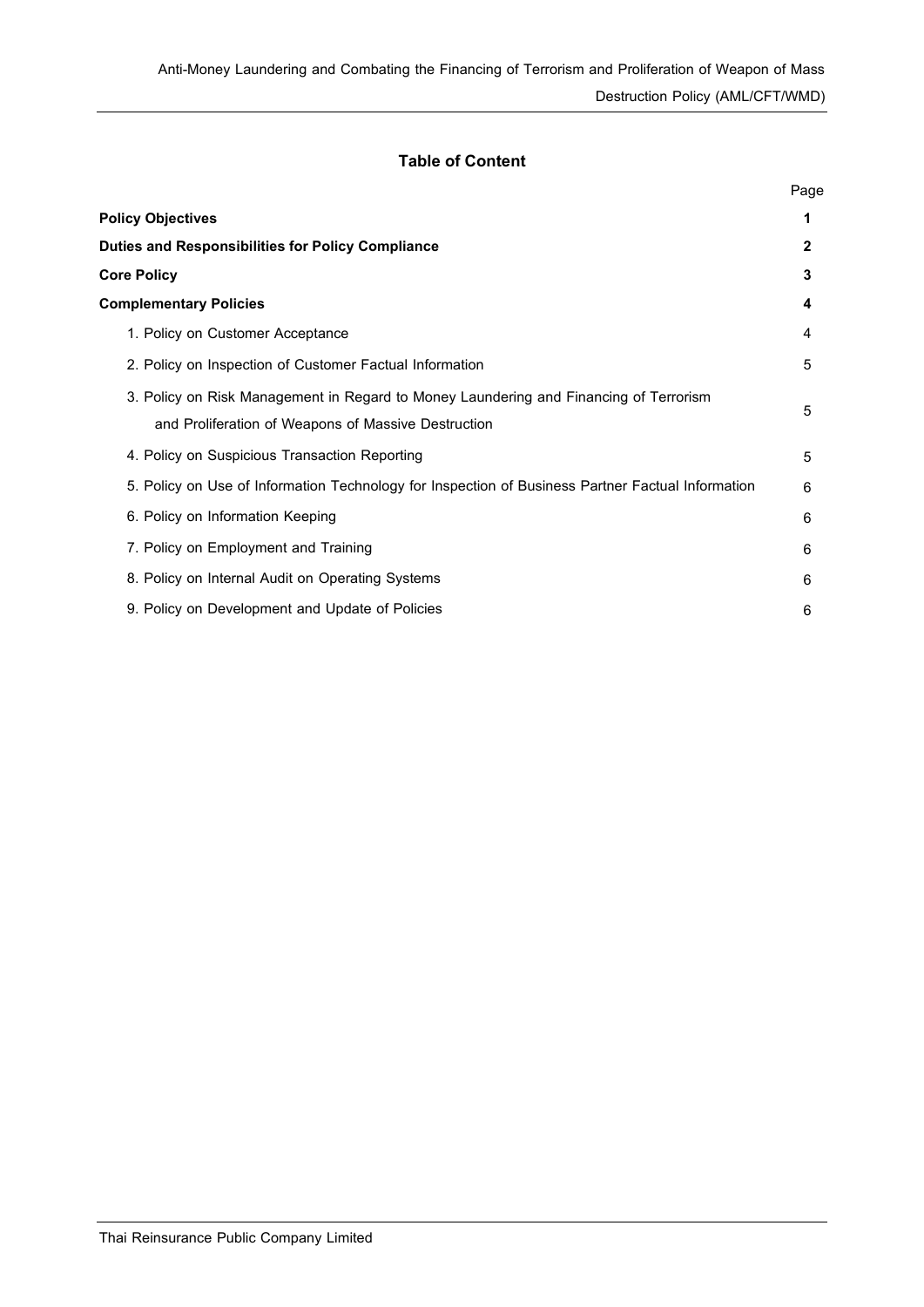## Table of Content

| | Page |
|---|---|
| **Policy Objectives** | **1** |
| **Duties and Responsibilities for Policy Compliance** | **2** |
| **Core Policy** | **3** |
| **Complementary Policies** | **4** |
| 1. Policy on Customer Acceptance | 4 |
| 2. Policy on Inspection of Customer Factual Information | 5 |
| 3. Policy on Risk Management in Regard to Money Laundering and Financing of Terrorism and Proliferation of Weapons of Massive Destruction | 5 |
| 4. Policy on Suspicious Transaction Reporting | 5 |
| 5. Policy on Use of Information Technology for Inspection of Business Partner Factual Information | 6 |
| 6. Policy on Information Keeping | 6 |
| 7. Policy on Employment and Training | 6 |
| 8. Policy on Internal Audit on Operating Systems | 6 |
| 9. Policy on Development and Update of Policies | 6 |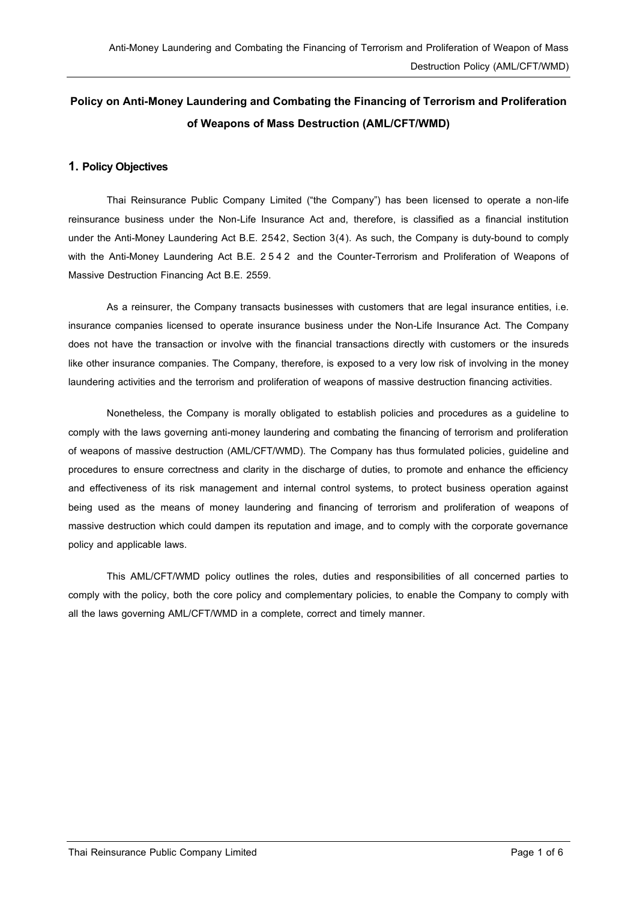## Policy on Anti-Money Laundering and Combating the Financing of Terrorism and Proliferation of Weapons of Mass Destruction (AML/CFT/WMD)

### 1. Policy Objectives

Thai Reinsurance Public Company Limited ("the Company") has been licensed to operate a non-life reinsurance business under the Non-Life Insurance Act and, therefore, is classified as a financial institution under the Anti-Money Laundering Act B.E. 2542, Section 3(4). As such, the Company is duty-bound to comply with the Anti-Money Laundering Act B.E. 2542 and the Counter-Terrorism and Proliferation of Weapons of Massive Destruction Financing Act B.E. 2559.

As a reinsurer, the Company transacts businesses with customers that are legal insurance entities, i.e. insurance companies licensed to operate insurance business under the Non-Life Insurance Act. The Company does not have the transaction or involve with the financial transactions directly with customers or the insureds like other insurance companies. The Company, therefore, is exposed to a very low risk of involving in the money laundering activities and the terrorism and proliferation of weapons of massive destruction financing activities.

Nonetheless, the Company is morally obligated to establish policies and procedures as a guideline to comply with the laws governing anti-money laundering and combating the financing of terrorism and proliferation of weapons of massive destruction (AML/CFT/WMD). The Company has thus formulated policies, guideline and procedures to ensure correctness and clarity in the discharge of duties, to promote and enhance the efficiency and effectiveness of its risk management and internal control systems, to protect business operation against being used as the means of money laundering and financing of terrorism and proliferation of weapons of massive destruction which could dampen its reputation and image, and to comply with the corporate governance policy and applicable laws.

This AML/CFT/WMD policy outlines the roles, duties and responsibilities of all concerned parties to comply with the policy, both the core policy and complementary policies, to enable the Company to comply with all the laws governing AML/CFT/WMD in a complete, correct and timely manner.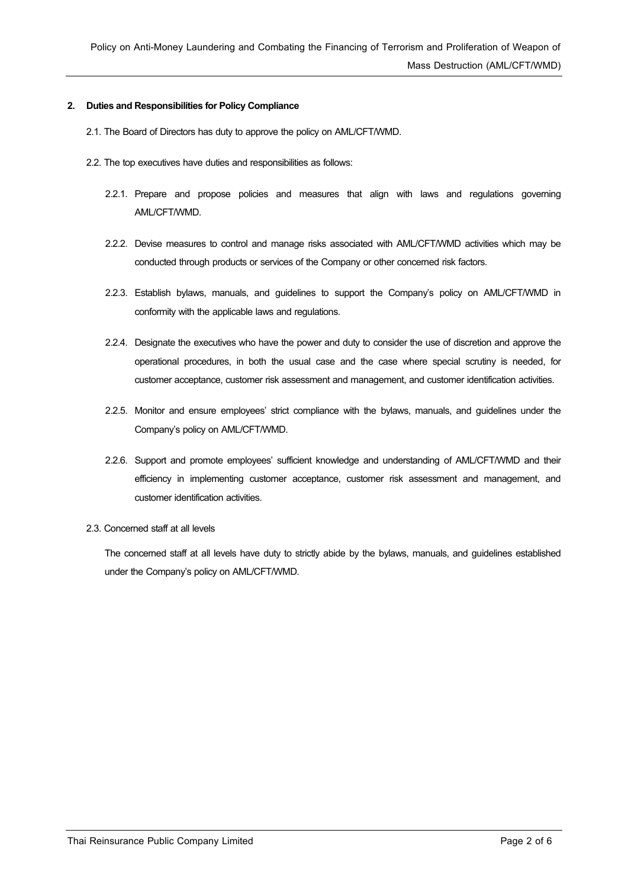## 2. Duties and Responsibilities for Policy Compliance

2.1. The Board of Directors has duty to approve the policy on AML/CFT/WMD.

2.2. The top executives have duties and responsibilities as follows:

2.2.1. Prepare and propose policies and measures that align with laws and regulations governing AML/CFT/WMD.

2.2.2. Devise measures to control and manage risks associated with AML/CFT/WMD activities which may be conducted through products or services of the Company or other concerned risk factors.

2.2.3. Establish bylaws, manuals, and guidelines to support the Company's policy on AML/CFT/WMD in conformity with the applicable laws and regulations.

2.2.4. Designate the executives who have the power and duty to consider the use of discretion and approve the operational procedures, in both the usual case and the case where special scrutiny is needed, for customer acceptance, customer risk assessment and management, and customer identification activities.

2.2.5. Monitor and ensure employees' strict compliance with the bylaws, manuals, and guidelines under the Company's policy on AML/CFT/WMD.

2.2.6. Support and promote employees' sufficient knowledge and understanding of AML/CFT/WMD and their efficiency in implementing customer acceptance, customer risk assessment and management, and customer identification activities.

2.3. Concerned staff at all levels

The concerned staff at all levels have duty to strictly abide by the bylaws, manuals, and guidelines established under the Company's policy on AML/CFT/WMD.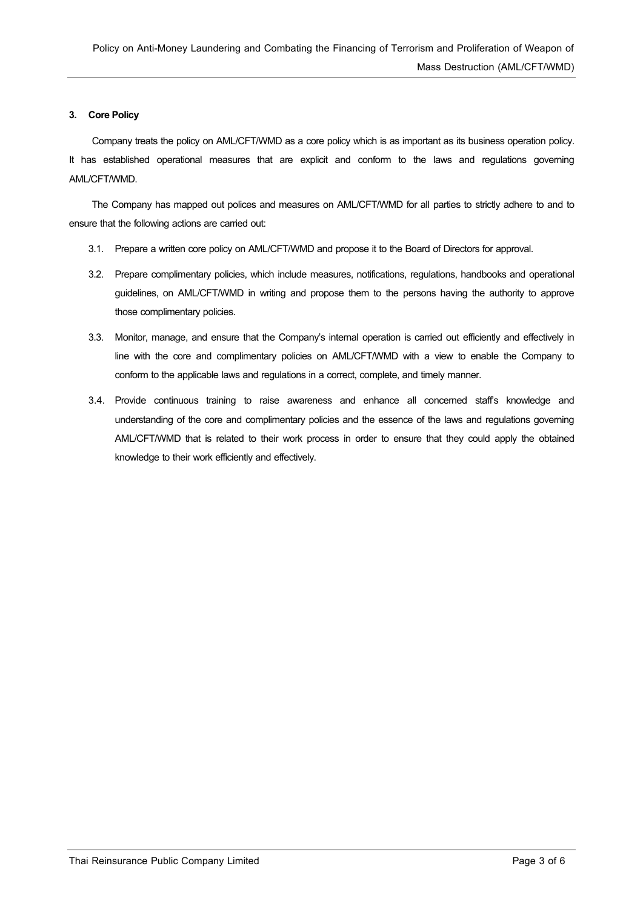### 3. Core Policy

Company treats the policy on AML/CFT/WMD as a core policy which is as important as its business operation policy. It has established operational measures that are explicit and conform to the laws and regulations governing AML/CFT/WMD.

The Company has mapped out polices and measures on AML/CFT/WMD for all parties to strictly adhere to and to ensure that the following actions are carried out:

3.1. Prepare a written core policy on AML/CFT/WMD and propose it to the Board of Directors for approval.

3.2. Prepare complimentary policies, which include measures, notifications, regulations, handbooks and operational guidelines, on AML/CFT/WMD in writing and propose them to the persons having the authority to approve those complimentary policies.

3.3. Monitor, manage, and ensure that the Company's internal operation is carried out efficiently and effectively in line with the core and complimentary policies on AML/CFT/WMD with a view to enable the Company to conform to the applicable laws and regulations in a correct, complete, and timely manner.

3.4. Provide continuous training to raise awareness and enhance all concerned staff's knowledge and understanding of the core and complimentary policies and the essence of the laws and regulations governing AML/CFT/WMD that is related to their work process in order to ensure that they could apply the obtained knowledge to their work efficiently and effectively.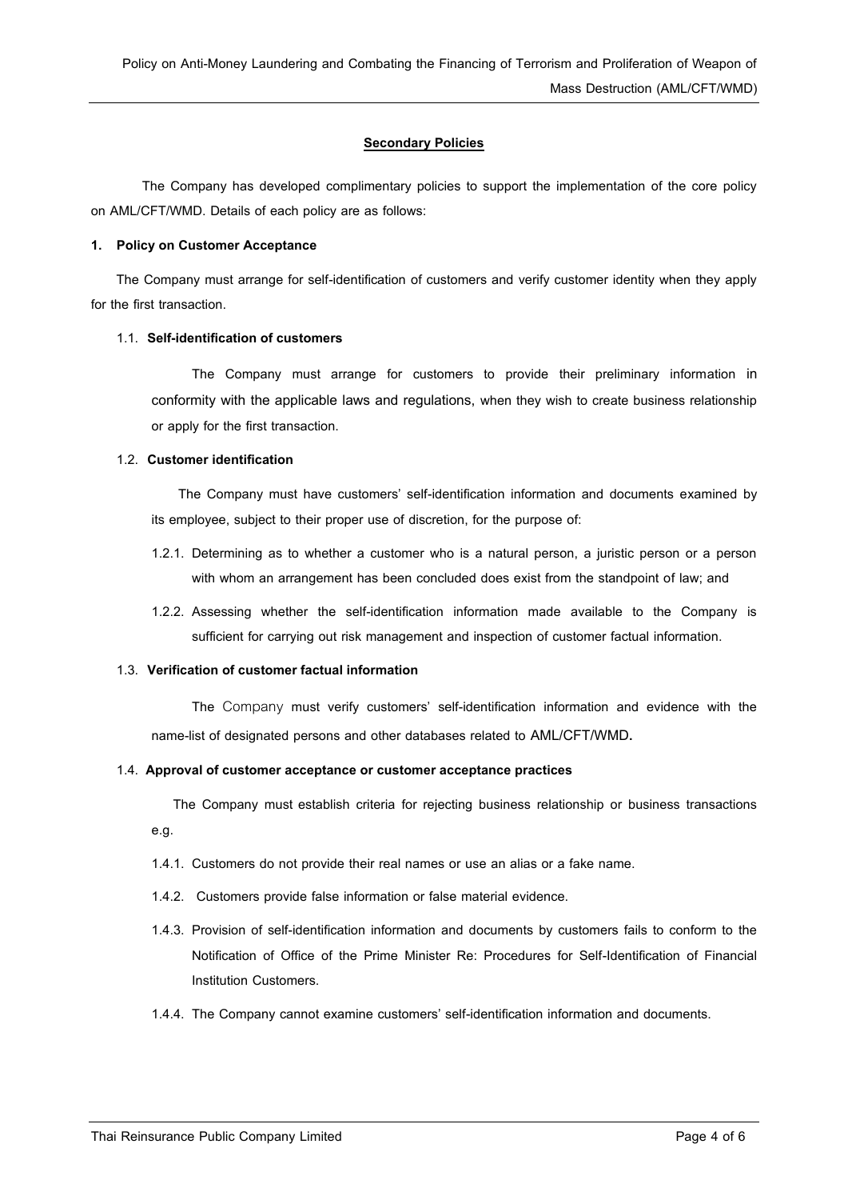## Secondary Policies

The Company has developed complimentary policies to support the implementation of the core policy on AML/CFT/WMD. Details of each policy are as follows:

### 1. Policy on Customer Acceptance

The Company must arrange for self-identification of customers and verify customer identity when they apply for the first transaction.

#### 1.1. Self-identification of customers

The Company must arrange for customers to provide their preliminary information in conformity with the applicable laws and regulations, when they wish to create business relationship or apply for the first transaction.

#### 1.2. Customer identification

The Company must have customers' self-identification information and documents examined by its employee, subject to their proper use of discretion, for the purpose of:

1.2.1. Determining as to whether a customer who is a natural person, a juristic person or a person with whom an arrangement has been concluded does exist from the standpoint of law; and

1.2.2. Assessing whether the self-identification information made available to the Company is sufficient for carrying out risk management and inspection of customer factual information.

#### 1.3. Verification of customer factual information

The Company must verify customers' self-identification information and evidence with the name-list of designated persons and other databases related to AML/CFT/WMD.

#### 1.4. Approval of customer acceptance or customer acceptance practices

The Company must establish criteria for rejecting business relationship or business transactions e.g.

1.4.1. Customers do not provide their real names or use an alias or a fake name.

1.4.2. Customers provide false information or false material evidence.

1.4.3. Provision of self-identification information and documents by customers fails to conform to the Notification of Office of the Prime Minister Re: Procedures for Self-Identification of Financial Institution Customers.

1.4.4. The Company cannot examine customers' self-identification information and documents.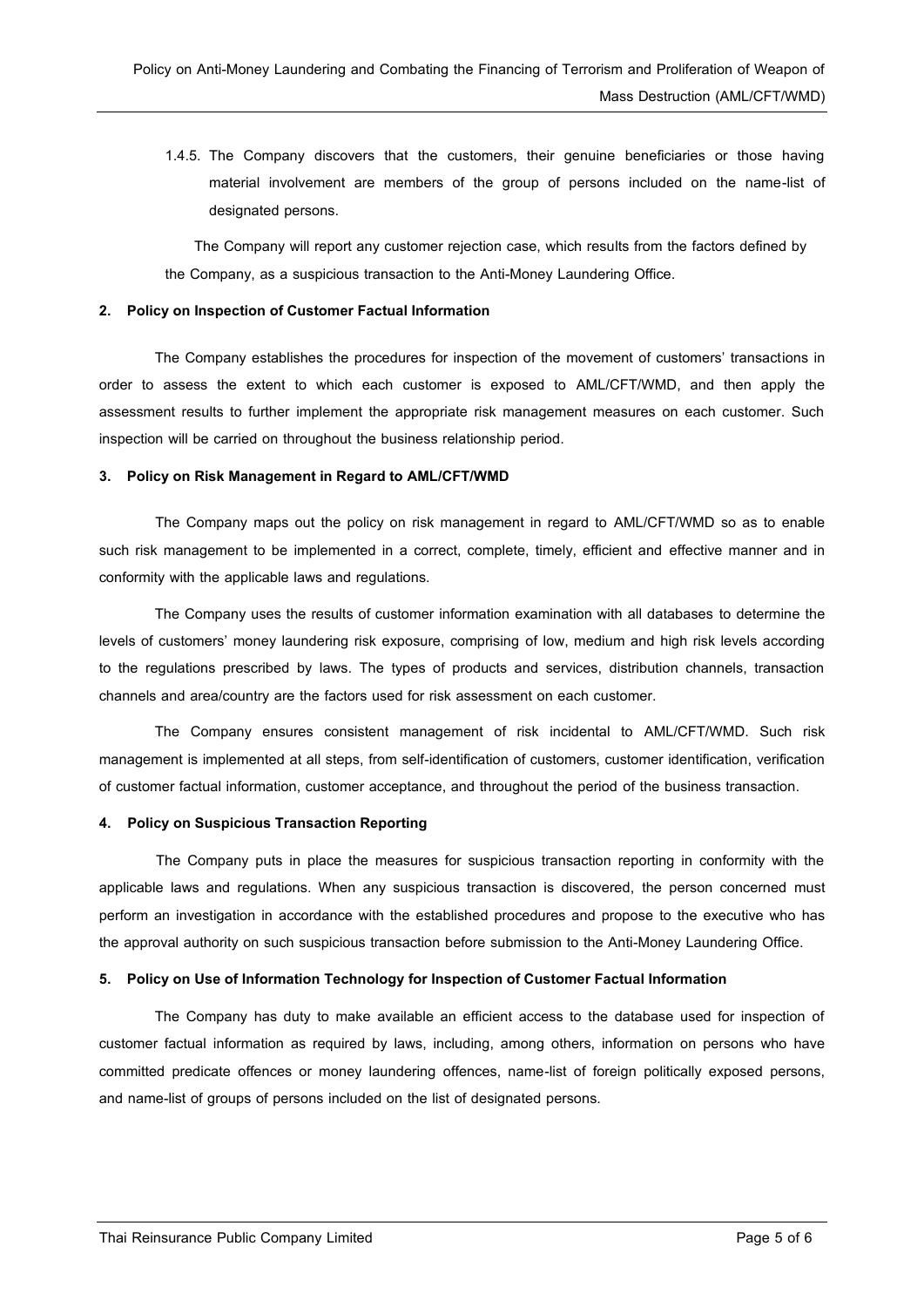1.4.5. The Company discovers that the customers, their genuine beneficiaries or those having material involvement are members of the group of persons included on the name-list of designated persons.

The Company will report any customer rejection case, which results from the factors defined by the Company, as a suspicious transaction to the Anti-Money Laundering Office.

**2. Policy on Inspection of Customer Factual Information**

The Company establishes the procedures for inspection of the movement of customers' transactions in order to assess the extent to which each customer is exposed to AML/CFT/WMD, and then apply the assessment results to further implement the appropriate risk management measures on each customer. Such inspection will be carried on throughout the business relationship period.

**3. Policy on Risk Management in Regard to AML/CFT/WMD**

The Company maps out the policy on risk management in regard to AML/CFT/WMD so as to enable such risk management to be implemented in a correct, complete, timely, efficient and effective manner and in conformity with the applicable laws and regulations.

The Company uses the results of customer information examination with all databases to determine the levels of customers' money laundering risk exposure, comprising of low, medium and high risk levels according to the regulations prescribed by laws. The types of products and services, distribution channels, transaction channels and area/country are the factors used for risk assessment on each customer.

The Company ensures consistent management of risk incidental to AML/CFT/WMD. Such risk management is implemented at all steps, from self-identification of customers, customer identification, verification of customer factual information, customer acceptance, and throughout the period of the business transaction.

**4. Policy on Suspicious Transaction Reporting**

The Company puts in place the measures for suspicious transaction reporting in conformity with the applicable laws and regulations. When any suspicious transaction is discovered, the person concerned must perform an investigation in accordance with the established procedures and propose to the executive who has the approval authority on such suspicious transaction before submission to the Anti-Money Laundering Office.

**5. Policy on Use of Information Technology for Inspection of Customer Factual Information**

The Company has duty to make available an efficient access to the database used for inspection of customer factual information as required by laws, including, among others, information on persons who have committed predicate offences or money laundering offences, name-list of foreign politically exposed persons, and name-list of groups of persons included on the list of designated persons.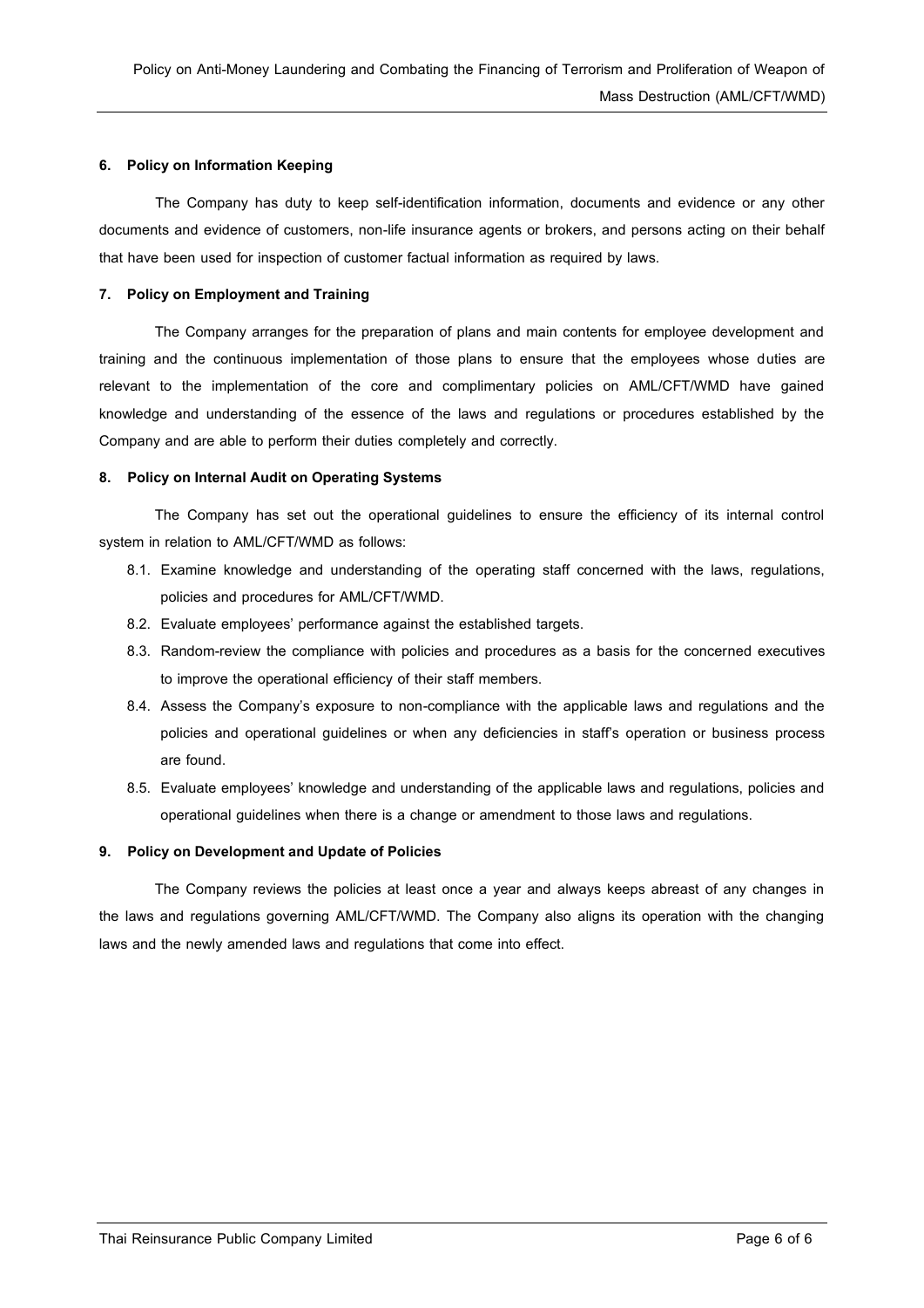#### 6. Policy on Information Keeping

The Company has duty to keep self-identification information, documents and evidence or any other documents and evidence of customers, non-life insurance agents or brokers, and persons acting on their behalf that have been used for inspection of customer factual information as required by laws.

#### 7. Policy on Employment and Training

The Company arranges for the preparation of plans and main contents for employee development and training and the continuous implementation of those plans to ensure that the employees whose duties are relevant to the implementation of the core and complimentary policies on AML/CFT/WMD have gained knowledge and understanding of the essence of the laws and regulations or procedures established by the Company and are able to perform their duties completely and correctly.

#### 8. Policy on Internal Audit on Operating Systems

The Company has set out the operational guidelines to ensure the efficiency of its internal control system in relation to AML/CFT/WMD as follows:

8.1. Examine knowledge and understanding of the operating staff concerned with the laws, regulations, policies and procedures for AML/CFT/WMD.

8.2. Evaluate employees' performance against the established targets.

8.3. Random-review the compliance with policies and procedures as a basis for the concerned executives to improve the operational efficiency of their staff members.

8.4. Assess the Company's exposure to non-compliance with the applicable laws and regulations and the policies and operational guidelines or when any deficiencies in staff's operation or business process are found.

8.5. Evaluate employees' knowledge and understanding of the applicable laws and regulations, policies and operational guidelines when there is a change or amendment to those laws and regulations.

#### 9. Policy on Development and Update of Policies

The Company reviews the policies at least once a year and always keeps abreast of any changes in the laws and regulations governing AML/CFT/WMD. The Company also aligns its operation with the changing laws and the newly amended laws and regulations that come into effect.